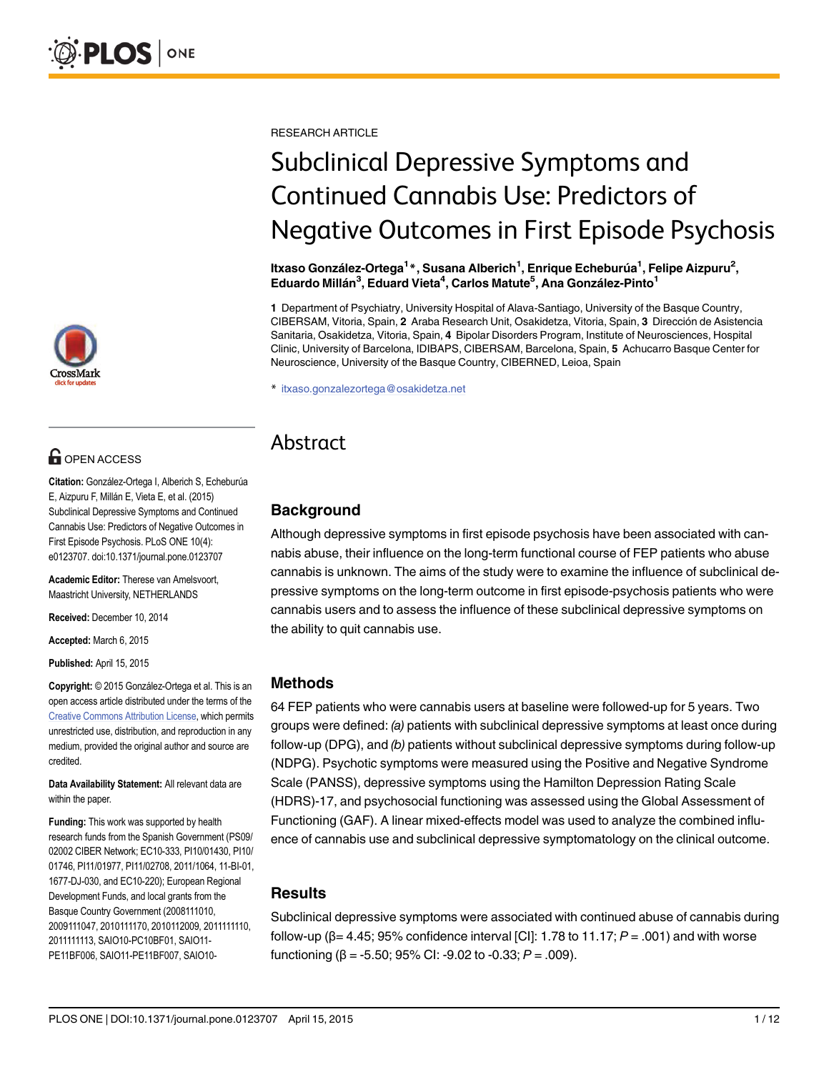RESEARCH ARTICLE

# Subclinical Depressive Symptoms and Continued Cannabis Use: Predictors of Negative Outcomes in First Episode Psychosis

**Itxaso González-Ortega[1]*, Susana Alberich[1], Enrique Echeburúa[1], Felipe Aizpuru[2], Eduardo Millán[3], Eduard Vieta[4], Carlos Matute[5], Ana González-Pinto[1]**

**1** Department of Psychiatry, University Hospital of Alava-Santiago, University of the Basque Country, CIBERSAM, Vitoria, Spain, **2** Araba Research Unit, Osakidetza, Vitoria, Spain, **3** Dirección de Asistencia Sanitaria, Osakidetza, Vitoria, Spain, **4** Bipolar Disorders Program, Institute of Neurosciences, Hospital Clinic, University of Barcelona, IDIBAPS, CIBERSAM, Barcelona, Spain, **5** Achucarro Basque Center for Neuroscience, University of the Basque Country, CIBERNED, Leioa, Spain

* itxaso.gonzalezortega@osakidetza.net

**OPEN ACCESS**

**Citation:** González-Ortega I, Alberich S, Echeburúa E, Aizpuru F, Millán E, Vieta E, et al. (2015) Subclinical Depressive Symptoms and Continued Cannabis Use: Predictors of Negative Outcomes in First Episode Psychosis. PLoS ONE 10(4): e0123707. doi:10.1371/journal.pone.0123707

**Academic Editor:** Therese van Amelsvoort, Maastricht University, NETHERLANDS

**Received:** December 10, 2014

**Accepted:** March 6, 2015

**Published:** April 15, 2015

**Copyright:** © 2015 González-Ortega et al. This is an open access article distributed under the terms of the Creative Commons Attribution License, which permits unrestricted use, distribution, and reproduction in any medium, provided the original author and source are credited.

**Data Availability Statement:** All relevant data are within the paper.

**Funding:** This work was supported by health research funds from the Spanish Government (PS09/02002 CIBER Network; EC10-333, PI10/01430, PI10/01746, PI11/01977, PI11/02708, 2011/1064, 11-BI-01, 1677-DJ-030, and EC10-220); European Regional Development Funds, and local grants from the Basque Country Government (2008111010, 2009111047, 2010111170, 2010112009, 2011111110, 2011111113, SAIO10-PC10BF01, SAIO11-PE11BF006, SAIO11-PE11BF007, SAIO10-

## Abstract

### Background

Although depressive symptoms in first episode psychosis have been associated with cannabis abuse, their influence on the long-term functional course of FEP patients who abuse cannabis is unknown. The aims of the study were to examine the influence of subclinical depressive symptoms on the long-term outcome in first episode-psychosis patients who were cannabis users and to assess the influence of these subclinical depressive symptoms on the ability to quit cannabis use.

### Methods

64 FEP patients who were cannabis users at baseline were followed-up for 5 years. Two groups were defined: *(a)* patients with subclinical depressive symptoms at least once during follow-up (DPG), and *(b)* patients without subclinical depressive symptoms during follow-up (NDPG). Psychotic symptoms were measured using the Positive and Negative Syndrome Scale (PANSS), depressive symptoms using the Hamilton Depression Rating Scale (HDRS)-17, and psychosocial functioning was assessed using the Global Assessment of Functioning (GAF). A linear mixed-effects model was used to analyze the combined influence of cannabis use and subclinical depressive symptomatology on the clinical outcome.

### Results

Subclinical depressive symptoms were associated with continued abuse of cannabis during follow-up (β= 4.45; 95% confidence interval [CI]: 1.78 to 11.17; $P = .001$) and with worse functioning (β = -5.50; 95% CI: -9.02 to -0.33; $P = .009$).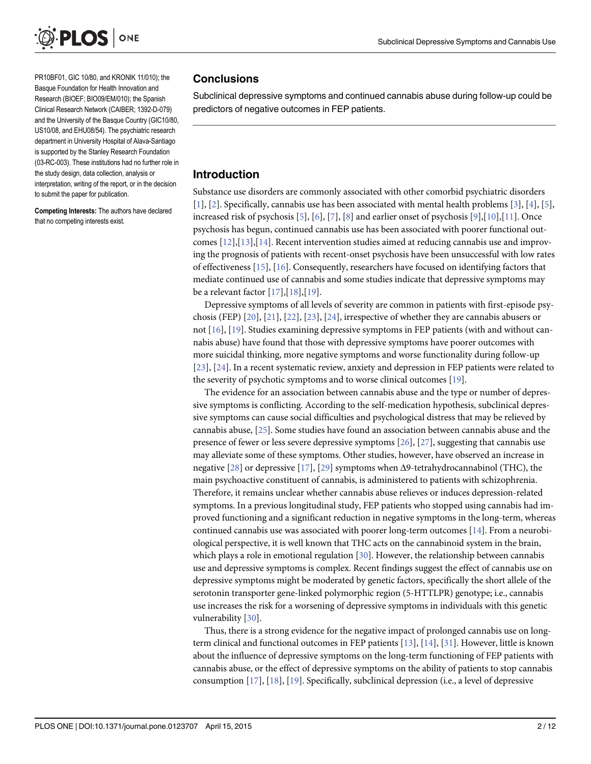PR10BF01, GIC 10/80, and KRONIK 11/010); the Basque Foundation for Health Innovation and Research (BIOEF; BIO09/EM/010); the Spanish Clinical Research Network (CAIBER; 1392-D-079) and the University of the Basque Country (GIC10/80, US10/08, and EHU08/54). The psychiatric research department in University Hospital of Alava-Santiago is supported by the Stanley Research Foundation (03-RC-003). These institutions had no further role in the study design, data collection, analysis or interpretation, writing of the report, or in the decision to submit the paper for publication.

**Competing Interests:** The authors have declared that no competing interests exist.

## Conclusions

Subclinical depressive symptoms and continued cannabis abuse during follow-up could be predictors of negative outcomes in FEP patients.

## Introduction

Substance use disorders are commonly associated with other comorbid psychiatric disorders [1], [2]. Specifically, cannabis use has been associated with mental health problems [3], [4], [5], increased risk of psychosis [5], [6], [7], [8] and earlier onset of psychosis [9],[10],[11]. Once psychosis has begun, continued cannabis use has been associated with poorer functional outcomes [12],[13],[14]. Recent intervention studies aimed at reducing cannabis use and improving the prognosis of patients with recent-onset psychosis have been unsuccessful with low rates of effectiveness [15], [16]. Consequently, researchers have focused on identifying factors that mediate continued use of cannabis and some studies indicate that depressive symptoms may be a relevant factor [17],[18],[19].

Depressive symptoms of all levels of severity are common in patients with first-episode psychosis (FEP) [20], [21], [22], [23], [24], irrespective of whether they are cannabis abusers or not [16], [19]. Studies examining depressive symptoms in FEP patients (with and without cannabis abuse) have found that those with depressive symptoms have poorer outcomes with more suicidal thinking, more negative symptoms and worse functionality during follow-up [23], [24]. In a recent systematic review, anxiety and depression in FEP patients were related to the severity of psychotic symptoms and to worse clinical outcomes [19].

The evidence for an association between cannabis abuse and the type or number of depressive symptoms is conflicting. According to the self-medication hypothesis, subclinical depressive symptoms can cause social difficulties and psychological distress that may be relieved by cannabis abuse, [25]. Some studies have found an association between cannabis abuse and the presence of fewer or less severe depressive symptoms [26], [27], suggesting that cannabis use may alleviate some of these symptoms. Other studies, however, have observed an increase in negative [28] or depressive [17], [29] symptoms when Δ9-tetrahydrocannabinol (THC), the main psychoactive constituent of cannabis, is administered to patients with schizophrenia. Therefore, it remains unclear whether cannabis abuse relieves or induces depression-related symptoms. In a previous longitudinal study, FEP patients who stopped using cannabis had improved functioning and a significant reduction in negative symptoms in the long-term, whereas continued cannabis use was associated with poorer long-term outcomes [14]. From a neurobiological perspective, it is well known that THC acts on the cannabinoid system in the brain, which plays a role in emotional regulation [30]. However, the relationship between cannabis use and depressive symptoms is complex. Recent findings suggest the effect of cannabis use on depressive symptoms might be moderated by genetic factors, specifically the short allele of the serotonin transporter gene-linked polymorphic region (5-HTTLPR) genotype; i.e., cannabis use increases the risk for a worsening of depressive symptoms in individuals with this genetic vulnerability [30].

Thus, there is a strong evidence for the negative impact of prolonged cannabis use on long-term clinical and functional outcomes in FEP patients [13], [14], [31]. However, little is known about the influence of depressive symptoms on the long-term functioning of FEP patients with cannabis abuse, or the effect of depressive symptoms on the ability of patients to stop cannabis consumption [17], [18], [19]. Specifically, subclinical depression (i.e., a level of depressive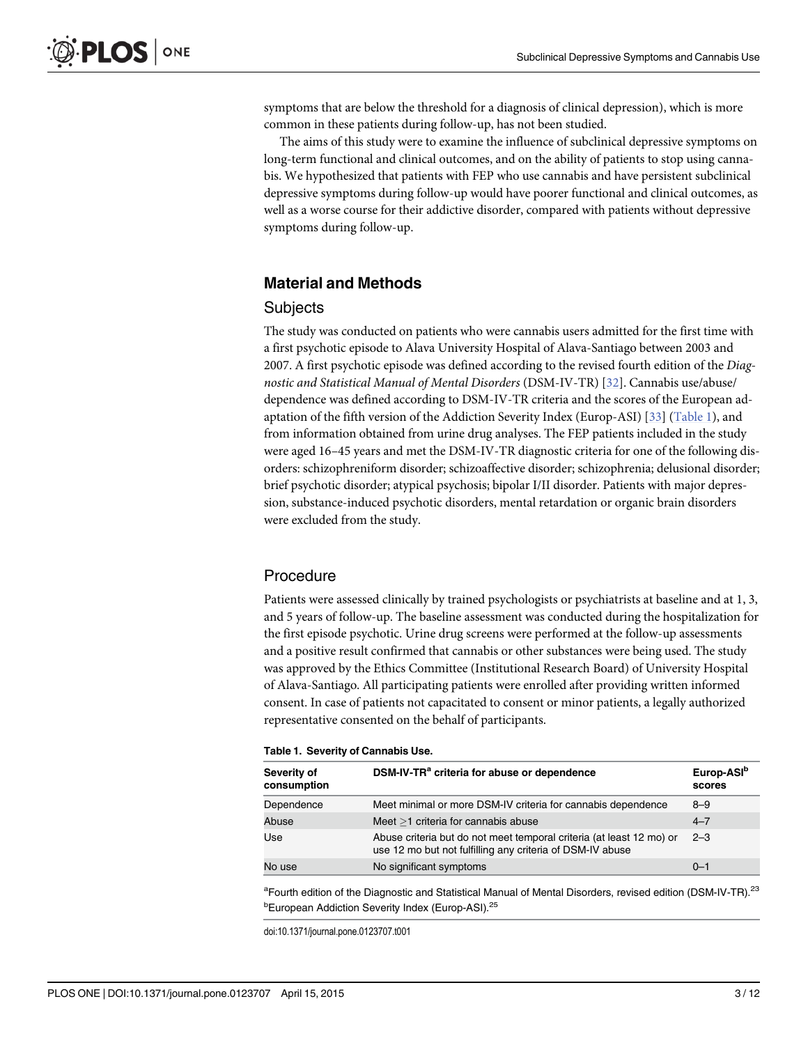symptoms that are below the threshold for a diagnosis of clinical depression), which is more common in these patients during follow-up, has not been studied.

The aims of this study were to examine the influence of subclinical depressive symptoms on long-term functional and clinical outcomes, and on the ability of patients to stop using cannabis. We hypothesized that patients with FEP who use cannabis and have persistent subclinical depressive symptoms during follow-up would have poorer functional and clinical outcomes, as well as a worse course for their addictive disorder, compared with patients without depressive symptoms during follow-up.

## Material and Methods

### Subjects

The study was conducted on patients who were cannabis users admitted for the first time with a first psychotic episode to Alava University Hospital of Alava-Santiago between 2003 and 2007. A first psychotic episode was defined according to the revised fourth edition of the *Diagnostic and Statistical Manual of Mental Disorders* (DSM-IV-TR) [32]. Cannabis use/abuse/dependence was defined according to DSM-IV-TR criteria and the scores of the European adaptation of the fifth version of the Addiction Severity Index (Europ-ASI) [33] (Table 1), and from information obtained from urine drug analyses. The FEP patients included in the study were aged 16–45 years and met the DSM-IV-TR diagnostic criteria for one of the following disorders: schizophreniform disorder; schizoaffective disorder; schizophrenia; delusional disorder; brief psychotic disorder; atypical psychosis; bipolar I/II disorder. Patients with major depression, substance-induced psychotic disorders, mental retardation or organic brain disorders were excluded from the study.

### Procedure

Patients were assessed clinically by trained psychologists or psychiatrists at baseline and at 1, 3, and 5 years of follow-up. The baseline assessment was conducted during the hospitalization for the first episode psychotic. Urine drug screens were performed at the follow-up assessments and a positive result confirmed that cannabis or other substances were being used. The study was approved by the Ethics Committee (Institutional Research Board) of University Hospital of Alava-Santiago. All participating patients were enrolled after providing written informed consent. In case of patients not capacitated to consent or minor patients, a legally authorized representative consented on the behalf of participants.

**Table 1. Severity of Cannabis Use.**

| Severity of consumption | DSM-IV-TR[a] criteria for abuse or dependence | Europ-ASI[b] scores |
|---|---|---|
| Dependence | Meet minimal or more DSM-IV criteria for cannabis dependence | 8–9 |
| Abuse | Meet ≥1 criteria for cannabis abuse | 4–7 |
| Use | Abuse criteria but do not meet temporal criteria (at least 12 mo) or use 12 mo but not fulfilling any criteria of DSM-IV abuse | 2–3 |
| No use | No significant symptoms | 0–1 |

[a]Fourth edition of the Diagnostic and Statistical Manual of Mental Disorders, revised edition (DSM-IV-TR).[23]
[b]European Addiction Severity Index (Europ-ASI).[25]

doi:10.1371/journal.pone.0123707.t001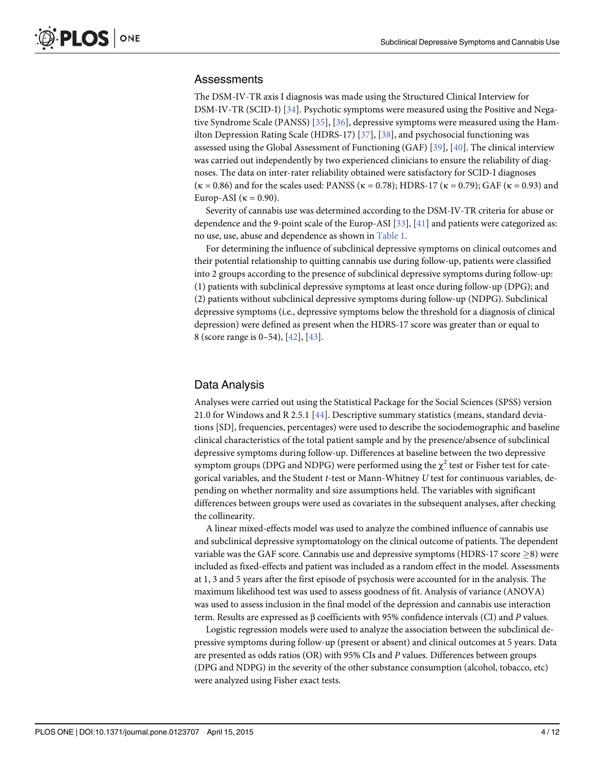## Assessments

The DSM-IV-TR axis I diagnosis was made using the Structured Clinical Interview for DSM-IV-TR (SCID-I) [34]. Psychotic symptoms were measured using the Positive and Negative Syndrome Scale (PANSS) [35], [36], depressive symptoms were measured using the Hamilton Depression Rating Scale (HDRS-17) [37], [38], and psychosocial functioning was assessed using the Global Assessment of Functioning (GAF) [39], [40]. The clinical interview was carried out independently by two experienced clinicians to ensure the reliability of diagnoses. The data on inter-rater reliability obtained were satisfactory for SCID-I diagnoses ($\kappa = 0.86$) and for the scales used: PANSS ($\kappa = 0.78$); HDRS-17 ($\kappa = 0.79$); GAF ($\kappa = 0.93$) and Europ-ASI ($\kappa = 0.90$).

Severity of cannabis use was determined according to the DSM-IV-TR criteria for abuse or dependence and the 9-point scale of the Europ-ASI [33], [41] and patients were categorized as: no use, use, abuse and dependence as shown in Table 1.

For determining the influence of subclinical depressive symptoms on clinical outcomes and their potential relationship to quitting cannabis use during follow-up, patients were classified into 2 groups according to the presence of subclinical depressive symptoms during follow-up: (1) patients with subclinical depressive symptoms at least once during follow-up (DPG); and (2) patients without subclinical depressive symptoms during follow-up (NDPG). Subclinical depressive symptoms (i.e., depressive symptoms below the threshold for a diagnosis of clinical depression) were defined as present when the HDRS-17 score was greater than or equal to 8 (score range is 0–54), [42], [43].

## Data Analysis

Analyses were carried out using the Statistical Package for the Social Sciences (SPSS) version 21.0 for Windows and R 2.5.1 [44]. Descriptive summary statistics (means, standard deviations [SD], frequencies, percentages) were used to describe the sociodemographic and baseline clinical characteristics of the total patient sample and by the presence/absence of subclinical depressive symptoms during follow-up. Differences at baseline between the two depressive symptom groups (DPG and NDPG) were performed using the $\chi^2$ test or Fisher test for categorical variables, and the Student *t*-test or Mann-Whitney *U* test for continuous variables, depending on whether normality and size assumptions held. The variables with significant differences between groups were used as covariates in the subsequent analyses, after checking the collinearity.

A linear mixed-effects model was used to analyze the combined influence of cannabis use and subclinical depressive symptomatology on the clinical outcome of patients. The dependent variable was the GAF score. Cannabis use and depressive symptoms (HDRS-17 score $\geq$8) were included as fixed-effects and patient was included as a random effect in the model. Assessments at 1, 3 and 5 years after the first episode of psychosis were accounted for in the analysis. The maximum likelihood test was used to assess goodness of fit. Analysis of variance (ANOVA) was used to assess inclusion in the final model of the depression and cannabis use interaction term. Results are expressed as β coefficients with 95% confidence intervals (CI) and *P* values.

Logistic regression models were used to analyze the association between the subclinical depressive symptoms during follow-up (present or absent) and clinical outcomes at 5 years. Data are presented as odds ratios (OR) with 95% CIs and *P* values. Differences between groups (DPG and NDPG) in the severity of the other substance consumption (alcohol, tobacco, etc) were analyzed using Fisher exact tests.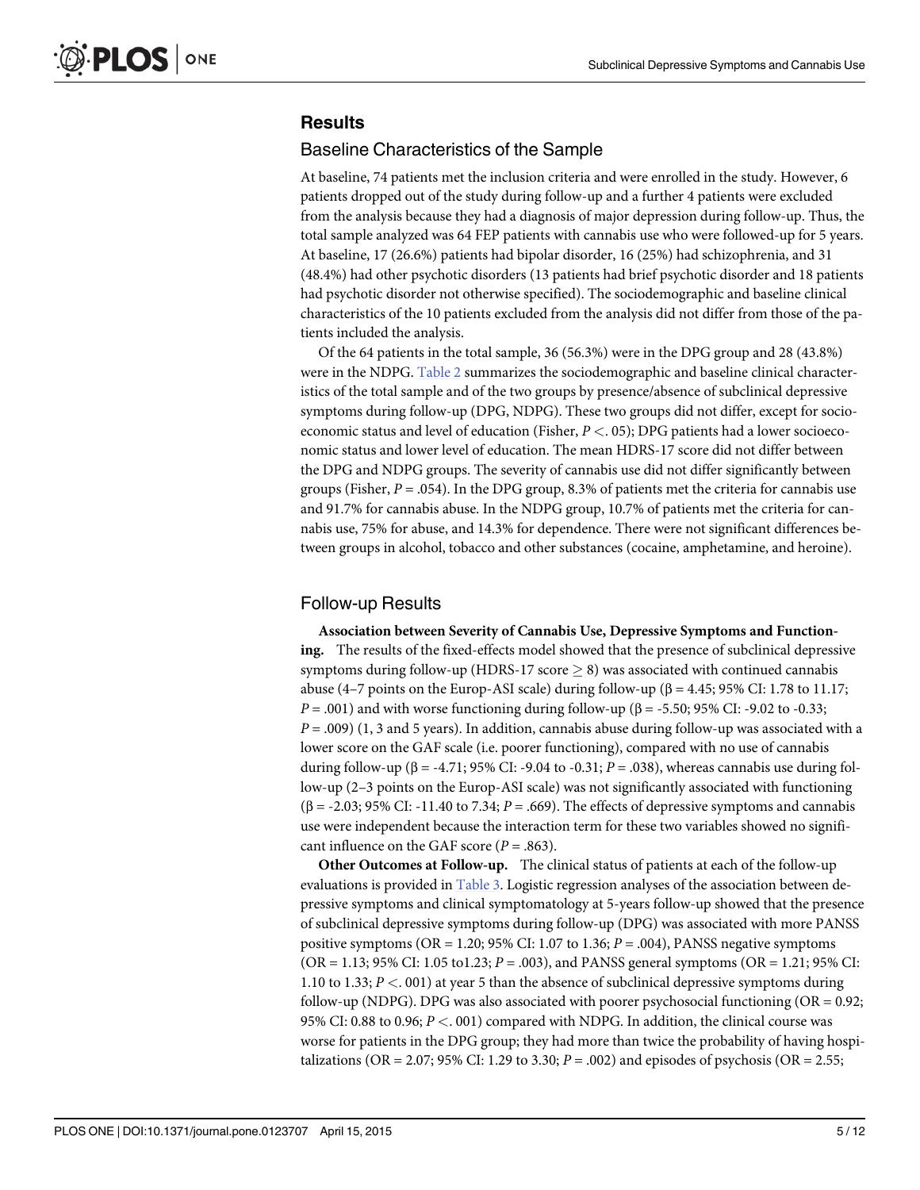## Results

### Baseline Characteristics of the Sample

At baseline, 74 patients met the inclusion criteria and were enrolled in the study. However, 6 patients dropped out of the study during follow-up and a further 4 patients were excluded from the analysis because they had a diagnosis of major depression during follow-up. Thus, the total sample analyzed was 64 FEP patients with cannabis use who were followed-up for 5 years. At baseline, 17 (26.6%) patients had bipolar disorder, 16 (25%) had schizophrenia, and 31 (48.4%) had other psychotic disorders (13 patients had brief psychotic disorder and 18 patients had psychotic disorder not otherwise specified). The sociodemographic and baseline clinical characteristics of the 10 patients excluded from the analysis did not differ from those of the patients included the analysis.

Of the 64 patients in the total sample, 36 (56.3%) were in the DPG group and 28 (43.8%) were in the NDPG. Table 2 summarizes the sociodemographic and baseline clinical characteristics of the total sample and of the two groups by presence/absence of subclinical depressive symptoms during follow-up (DPG, NDPG). These two groups did not differ, except for socioeconomic status and level of education (Fisher, $P < .05$); DPG patients had a lower socioeconomic status and lower level of education. The mean HDRS-17 score did not differ between the DPG and NDPG groups. The severity of cannabis use did not differ significantly between groups (Fisher, $P = .054$). In the DPG group, 8.3% of patients met the criteria for cannabis use and 91.7% for cannabis abuse. In the NDPG group, 10.7% of patients met the criteria for cannabis use, 75% for abuse, and 14.3% for dependence. There were not significant differences between groups in alcohol, tobacco and other substances (cocaine, amphetamine, and heroine).

### Follow-up Results

**Association between Severity of Cannabis Use, Depressive Symptoms and Functioning.** The results of the fixed-effects model showed that the presence of subclinical depressive symptoms during follow-up (HDRS-17 score $\geq 8$) was associated with continued cannabis abuse (4–7 points on the Europ-ASI scale) during follow-up ($\beta = 4.45$; 95% CI: 1.78 to 11.17; $P = .001$) and with worse functioning during follow-up ($\beta = -5.50$; 95% CI: -9.02 to -0.33; $P = .009$) (1, 3 and 5 years). In addition, cannabis abuse during follow-up was associated with a lower score on the GAF scale (i.e. poorer functioning), compared with no use of cannabis during follow-up ($\beta = -4.71$; 95% CI: -9.04 to -0.31; $P = .038$), whereas cannabis use during follow-up (2–3 points on the Europ-ASI scale) was not significantly associated with functioning ($\beta = -2.03$; 95% CI: -11.40 to 7.34; $P = .669$). The effects of depressive symptoms and cannabis use were independent because the interaction term for these two variables showed no significant influence on the GAF score ($P = .863$).

**Other Outcomes at Follow-up.** The clinical status of patients at each of the follow-up evaluations is provided in Table 3. Logistic regression analyses of the association between depressive symptoms and clinical symptomatology at 5-years follow-up showed that the presence of subclinical depressive symptoms during follow-up (DPG) was associated with more PANSS positive symptoms (OR = 1.20; 95% CI: 1.07 to 1.36; $P = .004$), PANSS negative symptoms (OR = 1.13; 95% CI: 1.05 to1.23; $P = .003$), and PANSS general symptoms (OR = 1.21; 95% CI: 1.10 to 1.33; $P < .001$) at year 5 than the absence of subclinical depressive symptoms during follow-up (NDPG). DPG was also associated with poorer psychosocial functioning (OR = 0.92; 95% CI: 0.88 to 0.96; $P < .001$) compared with NDPG. In addition, the clinical course was worse for patients in the DPG group; they had more than twice the probability of having hospitalizations (OR = 2.07; 95% CI: 1.29 to 3.30; $P = .002$) and episodes of psychosis (OR = 2.55;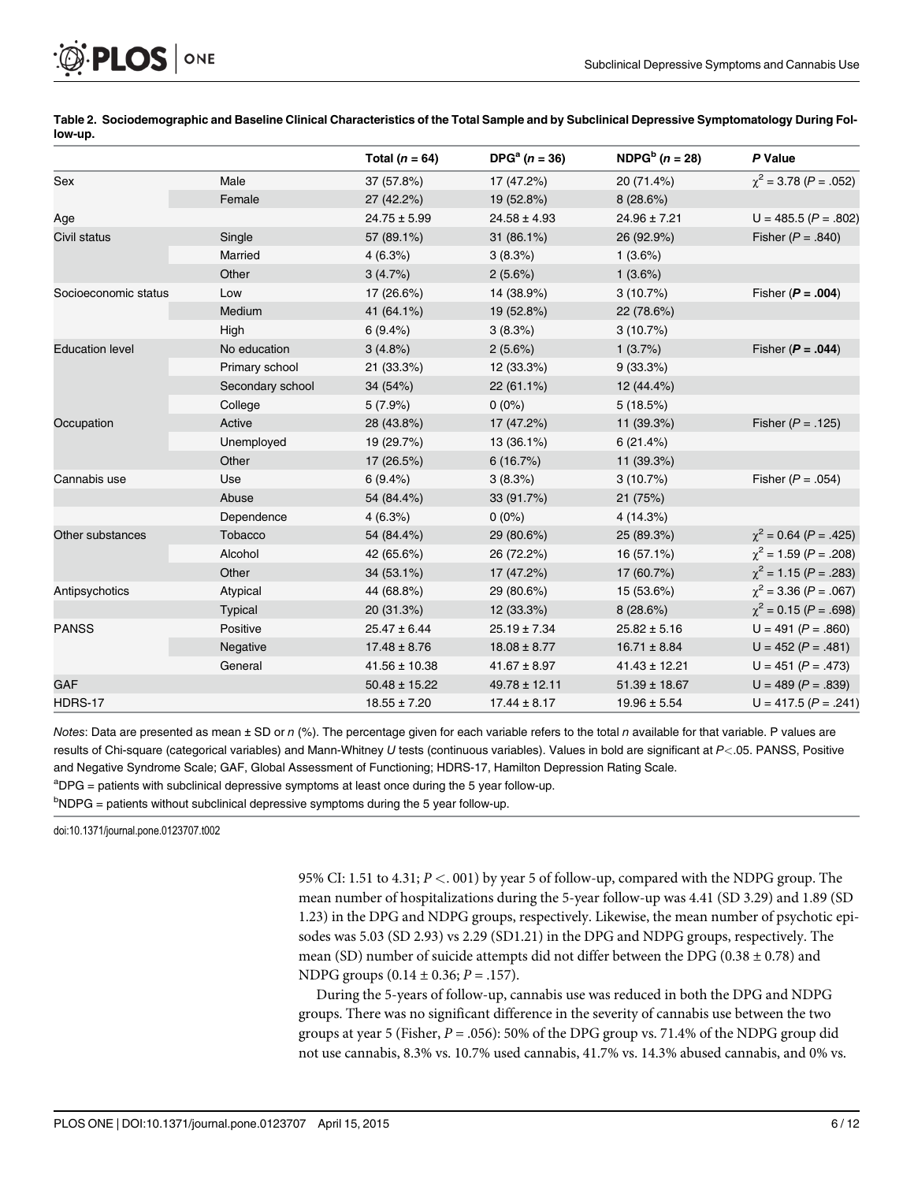**Table 2. Sociodemographic and Baseline Clinical Characteristics of the Total Sample and by Subclinical Depressive Symptomatology During Follow-up.**

| | | Total ($n$ = 64) | DPG[a] ($n$ = 36) | NDPG[b] ($n$ = 28) | *P* Value |
|---|---|---|---|---|---|
| Sex | Male | 37 (57.8%) | 17 (47.2%) | 20 (71.4%) | $\chi^2$ = 3.78 ($P$ = .052) |
| | Female | 27 (42.2%) | 19 (52.8%) | 8 (28.6%) | |
| Age | | 24.75 ± 5.99 | 24.58 ± 4.93 | 24.96 ± 7.21 | U = 485.5 ($P$ = .802) |
| Civil status | Single | 57 (89.1%) | 31 (86.1%) | 26 (92.9%) | Fisher ($P$ = .840) |
| | Married | 4 (6.3%) | 3 (8.3%) | 1 (3.6%) | |
| | Other | 3 (4.7%) | 2 (5.6%) | 1 (3.6%) | |
| Socioeconomic status | Low | 17 (26.6%) | 14 (38.9%) | 3 (10.7%) | Fisher (***P* = .004**) |
| | Medium | 41 (64.1%) | 19 (52.8%) | 22 (78.6%) | |
| | High | 6 (9.4%) | 3 (8.3%) | 3 (10.7%) | |
| Education level | No education | 3 (4.8%) | 2 (5.6%) | 1 (3.7%) | Fisher (***P* = .044**) |
| | Primary school | 21 (33.3%) | 12 (33.3%) | 9 (33.3%) | |
| | Secondary school | 34 (54%) | 22 (61.1%) | 12 (44.4%) | |
| | College | 5 (7.9%) | 0 (0%) | 5 (18.5%) | |
| Occupation | Active | 28 (43.8%) | 17 (47.2%) | 11 (39.3%) | Fisher ($P$ = .125) |
| | Unemployed | 19 (29.7%) | 13 (36.1%) | 6 (21.4%) | |
| | Other | 17 (26.5%) | 6 (16.7%) | 11 (39.3%) | |
| Cannabis use | Use | 6 (9.4%) | 3 (8.3%) | 3 (10.7%) | Fisher ($P$ = .054) |
| | Abuse | 54 (84.4%) | 33 (91.7%) | 21 (75%) | |
| | Dependence | 4 (6.3%) | 0 (0%) | 4 (14.3%) | |
| Other substances | Tobacco | 54 (84.4%) | 29 (80.6%) | 25 (89.3%) | $\chi^2$ = 0.64 ($P$ = .425) |
| | Alcohol | 42 (65.6%) | 26 (72.2%) | 16 (57.1%) | $\chi^2$ = 1.59 ($P$ = .208) |
| | Other | 34 (53.1%) | 17 (47.2%) | 17 (60.7%) | $\chi^2$ = 1.15 ($P$ = .283) |
| Antipsychotics | Atypical | 44 (68.8%) | 29 (80.6%) | 15 (53.6%) | $\chi^2$ = 3.36 ($P$ = .067) |
| | Typical | 20 (31.3%) | 12 (33.3%) | 8 (28.6%) | $\chi^2$ = 0.15 ($P$ = .698) |
| PANSS | Positive | 25.47 ± 6.44 | 25.19 ± 7.34 | 25.82 ± 5.16 | U = 491 ($P$ = .860) |
| | Negative | 17.48 ± 8.76 | 18.08 ± 8.77 | 16.71 ± 8.84 | U = 452 ($P$ = .481) |
| | General | 41.56 ± 10.38 | 41.67 ± 8.97 | 41.43 ± 12.21 | U = 451 ($P$ = .473) |
| GAF | | 50.48 ± 15.22 | 49.78 ± 12.11 | 51.39 ± 18.67 | U = 489 ($P$ = .839) |
| HDRS-17 | | 18.55 ± 7.20 | 17.44 ± 8.17 | 19.96 ± 5.54 | U = 417.5 ($P$ = .241) |

*Notes*: Data are presented as mean ± SD or *n* (%). The percentage given for each variable refers to the total *n* available for that variable. P values are results of Chi-square (categorical variables) and Mann-Whitney *U* tests (continuous variables). Values in bold are significant at $P$<.05. PANSS, Positive and Negative Syndrome Scale; GAF, Global Assessment of Functioning; HDRS-17, Hamilton Depression Rating Scale.

[a]DPG = patients with subclinical depressive symptoms at least once during the 5 year follow-up.

[b]NDPG = patients without subclinical depressive symptoms during the 5 year follow-up.

doi:10.1371/journal.pone.0123707.t002

95% CI: 1.51 to 4.31; $P$ <. 001) by year 5 of follow-up, compared with the NDPG group. The mean number of hospitalizations during the 5-year follow-up was 4.41 (SD 3.29) and 1.89 (SD 1.23) in the DPG and NDPG groups, respectively. Likewise, the mean number of psychotic episodes was 5.03 (SD 2.93) vs 2.29 (SD1.21) in the DPG and NDPG groups, respectively. The mean (SD) number of suicide attempts did not differ between the DPG (0.38 ± 0.78) and NDPG groups (0.14 ± 0.36; $P$ = .157).

During the 5-years of follow-up, cannabis use was reduced in both the DPG and NDPG groups. There was no significant difference in the severity of cannabis use between the two groups at year 5 (Fisher, $P$ = .056): 50% of the DPG group vs. 71.4% of the NDPG group did not use cannabis, 8.3% vs. 10.7% used cannabis, 41.7% vs. 14.3% abused cannabis, and 0% vs.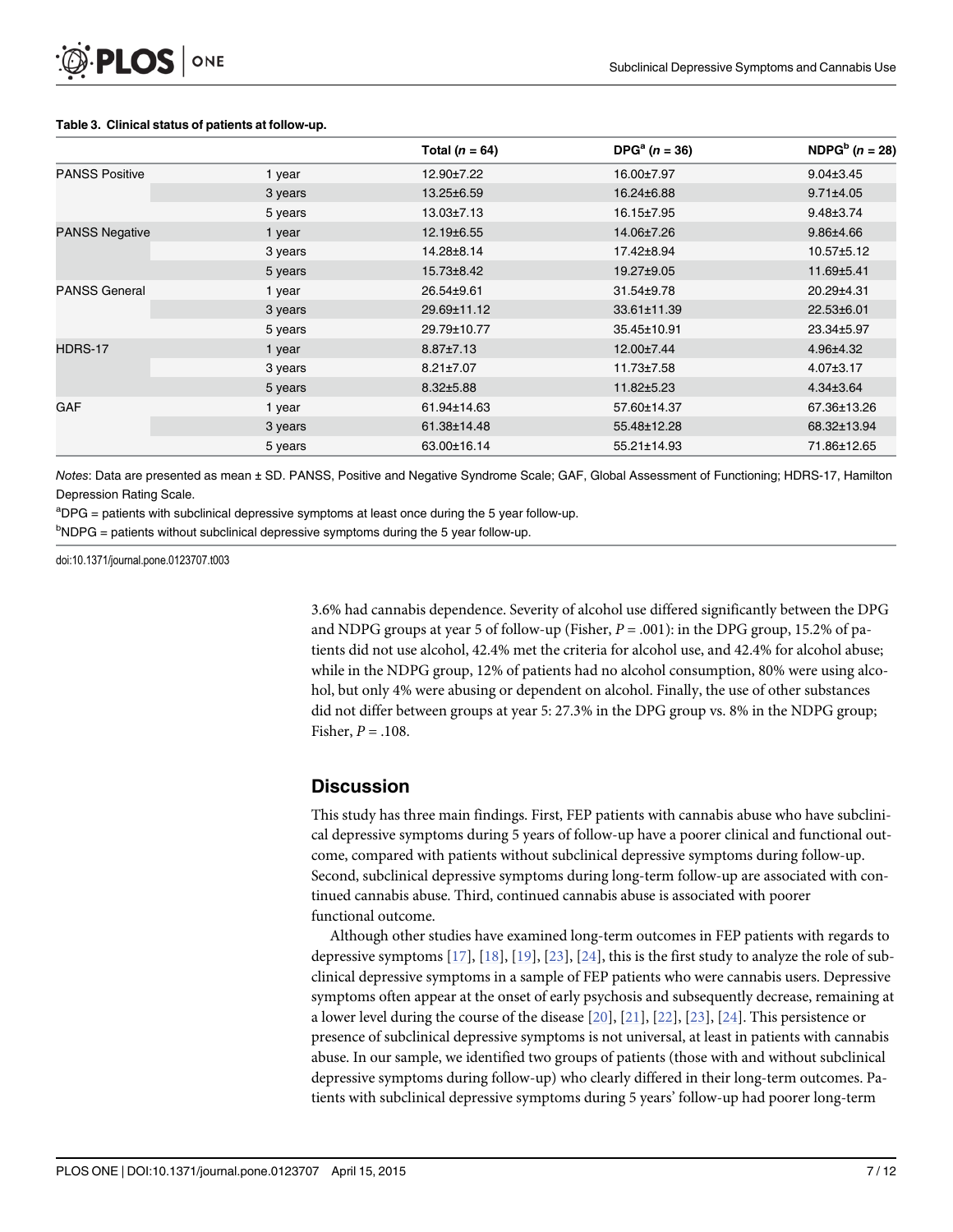**Table 3. Clinical status of patients at follow-up.**

| | | Total ($n$ = 64) | DPG[a] ($n$ = 36) | NDPG[b] ($n$ = 28) |
|---|---|---|---|---|
| PANSS Positive | 1 year | 12.90±7.22 | 16.00±7.97 | 9.04±3.45 |
| | 3 years | 13.25±6.59 | 16.24±6.88 | 9.71±4.05 |
| | 5 years | 13.03±7.13 | 16.15±7.95 | 9.48±3.74 |
| PANSS Negative | 1 year | 12.19±6.55 | 14.06±7.26 | 9.86±4.66 |
| | 3 years | 14.28±8.14 | 17.42±8.94 | 10.57±5.12 |
| | 5 years | 15.73±8.42 | 19.27±9.05 | 11.69±5.41 |
| PANSS General | 1 year | 26.54±9.61 | 31.54±9.78 | 20.29±4.31 |
| | 3 years | 29.69±11.12 | 33.61±11.39 | 22.53±6.01 |
| | 5 years | 29.79±10.77 | 35.45±10.91 | 23.34±5.97 |
| HDRS-17 | 1 year | 8.87±7.13 | 12.00±7.44 | 4.96±4.32 |
| | 3 years | 8.21±7.07 | 11.73±7.58 | 4.07±3.17 |
| | 5 years | 8.32±5.88 | 11.82±5.23 | 4.34±3.64 |
| GAF | 1 year | 61.94±14.63 | 57.60±14.37 | 67.36±13.26 |
| | 3 years | 61.38±14.48 | 55.48±12.28 | 68.32±13.94 |
| | 5 years | 63.00±16.14 | 55.21±14.93 | 71.86±12.65 |

*Notes*: Data are presented as mean ± SD. PANSS, Positive and Negative Syndrome Scale; GAF, Global Assessment of Functioning; HDRS-17, Hamilton Depression Rating Scale.

[a]DPG = patients with subclinical depressive symptoms at least once during the 5 year follow-up.

[b]NDPG = patients without subclinical depressive symptoms during the 5 year follow-up.

doi:10.1371/journal.pone.0123707.t003

3.6% had cannabis dependence. Severity of alcohol use differed significantly between the DPG and NDPG groups at year 5 of follow-up (Fisher, $P$ = .001): in the DPG group, 15.2% of patients did not use alcohol, 42.4% met the criteria for alcohol use, and 42.4% for alcohol abuse; while in the NDPG group, 12% of patients had no alcohol consumption, 80% were using alcohol, but only 4% were abusing or dependent on alcohol. Finally, the use of other substances did not differ between groups at year 5: 27.3% in the DPG group vs. 8% in the NDPG group; Fisher, $P$ = .108.

## Discussion

This study has three main findings. First, FEP patients with cannabis abuse who have subclinical depressive symptoms during 5 years of follow-up have a poorer clinical and functional outcome, compared with patients without subclinical depressive symptoms during follow-up. Second, subclinical depressive symptoms during long-term follow-up are associated with continued cannabis abuse. Third, continued cannabis abuse is associated with poorer functional outcome.

Although other studies have examined long-term outcomes in FEP patients with regards to depressive symptoms [17], [18], [19], [23], [24], this is the first study to analyze the role of subclinical depressive symptoms in a sample of FEP patients who were cannabis users. Depressive symptoms often appear at the onset of early psychosis and subsequently decrease, remaining at a lower level during the course of the disease [20], [21], [22], [23], [24]. This persistence or presence of subclinical depressive symptoms is not universal, at least in patients with cannabis abuse. In our sample, we identified two groups of patients (those with and without subclinical depressive symptoms during follow-up) who clearly differed in their long-term outcomes. Patients with subclinical depressive symptoms during 5 years' follow-up had poorer long-term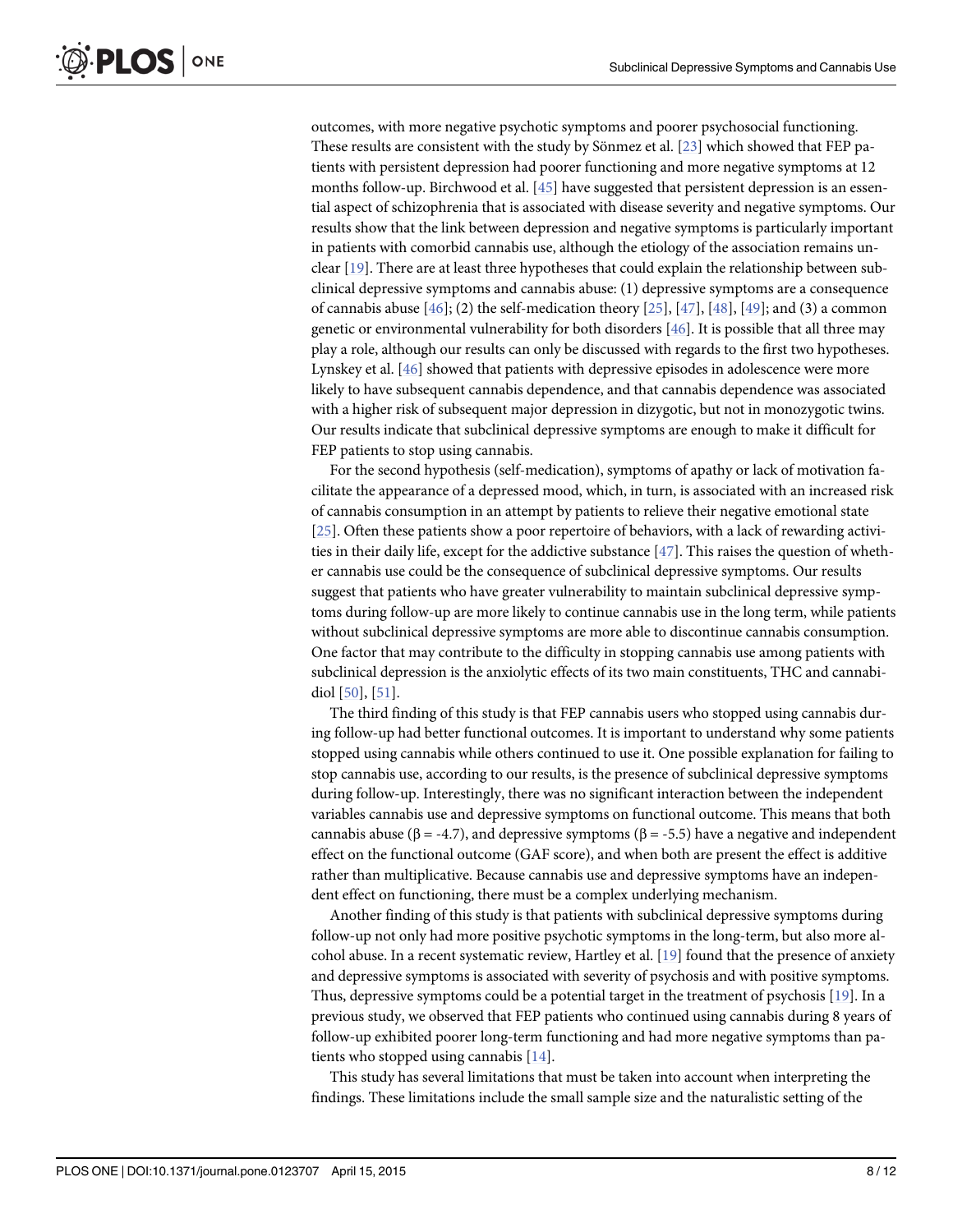outcomes, with more negative psychotic symptoms and poorer psychosocial functioning. These results are consistent with the study by Sönmez et al. [23] which showed that FEP patients with persistent depression had poorer functioning and more negative symptoms at 12 months follow-up. Birchwood et al. [45] have suggested that persistent depression is an essential aspect of schizophrenia that is associated with disease severity and negative symptoms. Our results show that the link between depression and negative symptoms is particularly important in patients with comorbid cannabis use, although the etiology of the association remains unclear [19]. There are at least three hypotheses that could explain the relationship between subclinical depressive symptoms and cannabis abuse: (1) depressive symptoms are a consequence of cannabis abuse [46]; (2) the self-medication theory [25], [47], [48], [49]; and (3) a common genetic or environmental vulnerability for both disorders [46]. It is possible that all three may play a role, although our results can only be discussed with regards to the first two hypotheses. Lynskey et al. [46] showed that patients with depressive episodes in adolescence were more likely to have subsequent cannabis dependence, and that cannabis dependence was associated with a higher risk of subsequent major depression in dizygotic, but not in monozygotic twins. Our results indicate that subclinical depressive symptoms are enough to make it difficult for FEP patients to stop using cannabis.

For the second hypothesis (self-medication), symptoms of apathy or lack of motivation facilitate the appearance of a depressed mood, which, in turn, is associated with an increased risk of cannabis consumption in an attempt by patients to relieve their negative emotional state [25]. Often these patients show a poor repertoire of behaviors, with a lack of rewarding activities in their daily life, except for the addictive substance [47]. This raises the question of whether cannabis use could be the consequence of subclinical depressive symptoms. Our results suggest that patients who have greater vulnerability to maintain subclinical depressive symptoms during follow-up are more likely to continue cannabis use in the long term, while patients without subclinical depressive symptoms are more able to discontinue cannabis consumption. One factor that may contribute to the difficulty in stopping cannabis use among patients with subclinical depression is the anxiolytic effects of its two main constituents, THC and cannabidiol [50], [51].

The third finding of this study is that FEP cannabis users who stopped using cannabis during follow-up had better functional outcomes. It is important to understand why some patients stopped using cannabis while others continued to use it. One possible explanation for failing to stop cannabis use, according to our results, is the presence of subclinical depressive symptoms during follow-up. Interestingly, there was no significant interaction between the independent variables cannabis use and depressive symptoms on functional outcome. This means that both cannabis abuse ($\beta = -4.7$), and depressive symptoms ($\beta = -5.5$) have a negative and independent effect on the functional outcome (GAF score), and when both are present the effect is additive rather than multiplicative. Because cannabis use and depressive symptoms have an independent effect on functioning, there must be a complex underlying mechanism.

Another finding of this study is that patients with subclinical depressive symptoms during follow-up not only had more positive psychotic symptoms in the long-term, but also more alcohol abuse. In a recent systematic review, Hartley et al. [19] found that the presence of anxiety and depressive symptoms is associated with severity of psychosis and with positive symptoms. Thus, depressive symptoms could be a potential target in the treatment of psychosis [19]. In a previous study, we observed that FEP patients who continued using cannabis during 8 years of follow-up exhibited poorer long-term functioning and had more negative symptoms than patients who stopped using cannabis [14].

This study has several limitations that must be taken into account when interpreting the findings. These limitations include the small sample size and the naturalistic setting of the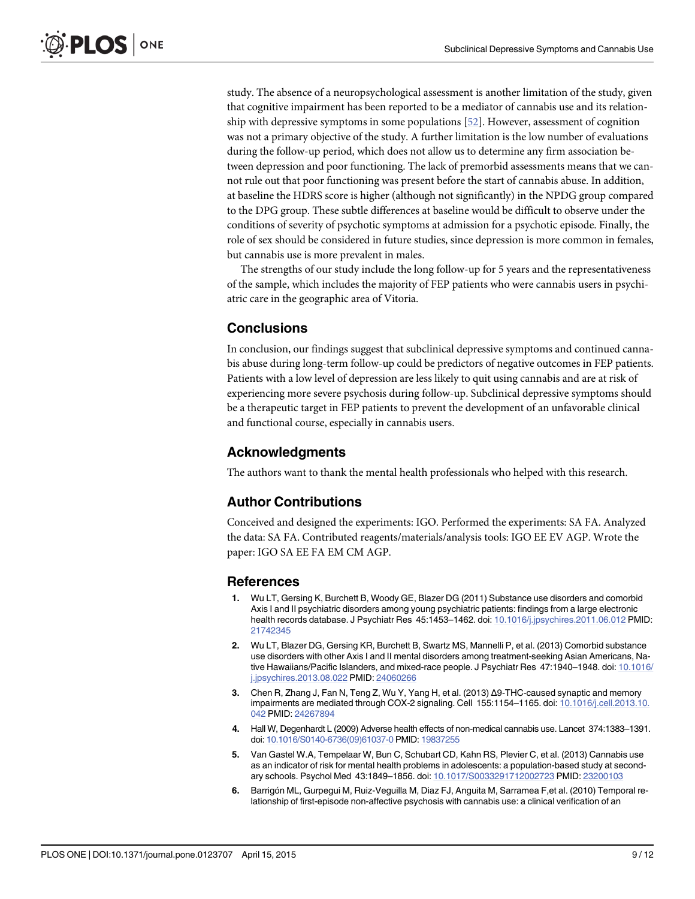study. The absence of a neuropsychological assessment is another limitation of the study, given that cognitive impairment has been reported to be a mediator of cannabis use and its relationship with depressive symptoms in some populations [52]. However, assessment of cognition was not a primary objective of the study. A further limitation is the low number of evaluations during the follow-up period, which does not allow us to determine any firm association between depression and poor functioning. The lack of premorbid assessments means that we cannot rule out that poor functioning was present before the start of cannabis abuse. In addition, at baseline the HDRS score is higher (although not significantly) in the NPDG group compared to the DPG group. These subtle differences at baseline would be difficult to observe under the conditions of severity of psychotic symptoms at admission for a psychotic episode. Finally, the role of sex should be considered in future studies, since depression is more common in females, but cannabis use is more prevalent in males.

The strengths of our study include the long follow-up for 5 years and the representativeness of the sample, which includes the majority of FEP patients who were cannabis users in psychiatric care in the geographic area of Vitoria.

## Conclusions

In conclusion, our findings suggest that subclinical depressive symptoms and continued cannabis abuse during long-term follow-up could be predictors of negative outcomes in FEP patients. Patients with a low level of depression are less likely to quit using cannabis and are at risk of experiencing more severe psychosis during follow-up. Subclinical depressive symptoms should be a therapeutic target in FEP patients to prevent the development of an unfavorable clinical and functional course, especially in cannabis users.

## Acknowledgments

The authors want to thank the mental health professionals who helped with this research.

## Author Contributions

Conceived and designed the experiments: IGO. Performed the experiments: SA FA. Analyzed the data: SA FA. Contributed reagents/materials/analysis tools: IGO EE EV AGP. Wrote the paper: IGO SA EE FA EM CM AGP.

## References

1. Wu LT, Gersing K, Burchett B, Woody GE, Blazer DG (2011) Substance use disorders and comorbid Axis I and II psychiatric disorders among young psychiatric patients: findings from a large electronic health records database. J Psychiatr Res 45:1453–1462. doi: 10.1016/j.jpsychires.2011.06.012 PMID: 21742345
2. Wu LT, Blazer DG, Gersing KR, Burchett B, Swartz MS, Mannelli P, et al. (2013) Comorbid substance use disorders with other Axis I and II mental disorders among treatment-seeking Asian Americans, Native Hawaiians/Pacific Islanders, and mixed-race people. J Psychiatr Res 47:1940–1948. doi: 10.1016/j.jpsychires.2013.08.022 PMID: 24060266
3. Chen R, Zhang J, Fan N, Teng Z, Wu Y, Yang H, et al. (2013) Δ9-THC-caused synaptic and memory impairments are mediated through COX-2 signaling. Cell 155:1154–1165. doi: 10.1016/j.cell.2013.10.042 PMID: 24267894
4. Hall W, Degenhardt L (2009) Adverse health effects of non-medical cannabis use. Lancet 374:1383–1391. doi: 10.1016/S0140-6736(09)61037-0 PMID: 19837255
5. Van Gastel W.A, Tempelaar W, Bun C, Schubart CD, Kahn RS, Plevier C, et al. (2013) Cannabis use as an indicator of risk for mental health problems in adolescents: a population-based study at secondary schools. Psychol Med 43:1849–1856. doi: 10.1017/S0033291712002723 PMID: 23200103
6. Barrigón ML, Gurpegui M, Ruiz-Veguilla M, Diaz FJ, Anguita M, Sarramea F,et al. (2010) Temporal relationship of first-episode non-affective psychosis with cannabis use: a clinical verification of an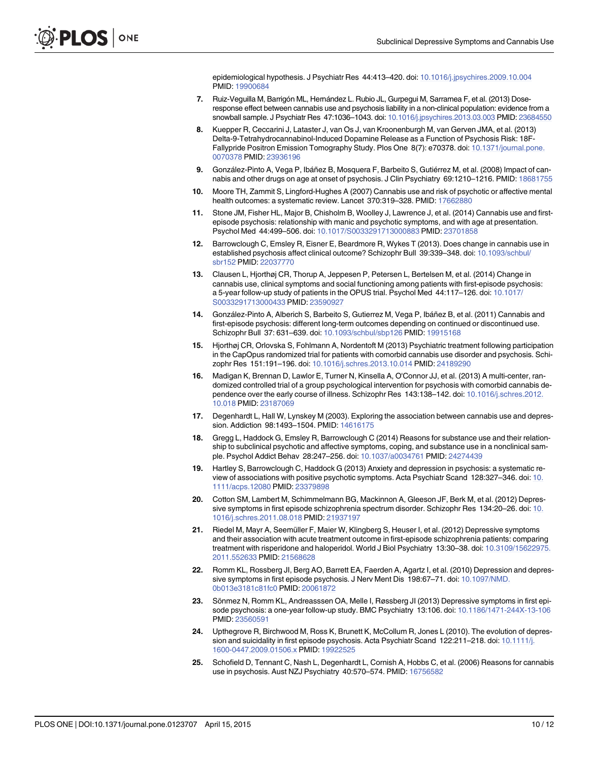epidemiological hypothesis. J Psychiatr Res 44:413–420. doi: 10.1016/j.jpsychires.2009.10.004 PMID: 19900684

7. Ruiz-Veguilla M, Barrigón ML, Hernández L. Rubio JL, Gurpegui M, Sarramea F, et al. (2013) Dose-response effect between cannabis use and psychosis liability in a non-clinical population: evidence from a snowball sample. J Psychiatr Res 47:1036–1043. doi: 10.1016/j.jpsychires.2013.03.003 PMID: 23684550

8. Kuepper R, Ceccarini J, Lataster J, van Os J, van Kroonenburgh M, van Gerven JMA, et al. (2013) Delta-9-Tetrahydrocannabinol-Induced Dopamine Release as a Function of Psychosis Risk: 18F-Fallypride Positron Emission Tomography Study. Plos One 8(7): e70378. doi: 10.1371/journal.pone.0070378 PMID: 23936196

9. González-Pinto A, Vega P, Ibáñez B, Mosquera F, Barbeito S, Gutiérrez M, et al. (2008) Impact of cannabis and other drugs on age at onset of psychosis. J Clin Psychiatry 69:1210–1216. PMID: 18681755

10. Moore TH, Zammit S, Lingford-Hughes A (2007) Cannabis use and risk of psychotic or affective mental health outcomes: a systematic review. Lancet 370:319–328. PMID: 17662880

11. Stone JM, Fisher HL, Major B, Chisholm B, Woolley J, Lawrence J, et al. (2014) Cannabis use and first-episode psychosis: relationship with manic and psychotic symptoms, and with age at presentation. Psychol Med 44:499–506. doi: 10.1017/S0033291713000883 PMID: 23701858

12. Barrowclough C, Emsley R, Eisner E, Beardmore R, Wykes T (2013). Does change in cannabis use in established psychosis affect clinical outcome? Schizophr Bull 39:339–348. doi: 10.1093/schbul/sbr152 PMID: 22037770

13. Clausen L, Hjorthøj CR, Thorup A, Jeppesen P, Petersen L, Bertelsen M, et al. (2014) Change in cannabis use, clinical symptoms and social functioning among patients with first-episode psychosis: a 5-year follow-up study of patients in the OPUS trial. Psychol Med 44:117–126. doi: 10.1017/S0033291713000433 PMID: 23590927

14. González-Pinto A, Alberich S, Barbeito S, Gutierrez M, Vega P, Ibáñez B, et al. (2011) Cannabis and first-episode psychosis: different long-term outcomes depending on continued or discontinued use. Schizophr Bull 37: 631–639. doi: 10.1093/schbul/sbp126 PMID: 19915168

15. Hjorthøj CR, Orlovska S, Fohlmann A, Nordentoft M (2013) Psychiatric treatment following participation in the CapOpus randomized trial for patients with comorbid cannabis use disorder and psychosis. Schizophr Res 151:191–196. doi: 10.1016/j.schres.2013.10.014 PMID: 24189290

16. Madigan K, Brennan D, Lawlor E, Turner N, Kinsella A, O'Connor JJ, et al. (2013) A multi-center, randomized controlled trial of a group psychological intervention for psychosis with comorbid cannabis dependence over the early course of illness. Schizophr Res 143:138–142. doi: 10.1016/j.schres.2012.10.018 PMID: 23187069

17. Degenhardt L, Hall W, Lynskey M (2003). Exploring the association between cannabis use and depression. Addiction 98:1493–1504. PMID: 14616175

18. Gregg L, Haddock G, Emsley R, Barrowclough C (2014) Reasons for substance use and their relationship to subclinical psychotic and affective symptoms, coping, and substance use in a nonclinical sample. Psychol Addict Behav 28:247–256. doi: 10.1037/a0034761 PMID: 24274439

19. Hartley S, Barrowclough C, Haddock G (2013) Anxiety and depression in psychosis: a systematic review of associations with positive psychotic symptoms. Acta Psychiatr Scand 128:327–346. doi: 10.1111/acps.12080 PMID: 23379898

20. Cotton SM, Lambert M, Schimmelmann BG, Mackinnon A, Gleeson JF, Berk M, et al. (2012) Depressive symptoms in first episode schizophrenia spectrum disorder. Schizophr Res 134:20–26. doi: 10.1016/j.schres.2011.08.018 PMID: 21937197

21. Riedel M, Mayr A, Seemüller F, Maier W, Klingberg S, Heuser I, et al. (2012) Depressive symptoms and their association with acute treatment outcome in first-episode schizophrenia patients: comparing treatment with risperidone and haloperidol. World J Biol Psychiatry 13:30–38. doi: 10.3109/15622975.2011.552633 PMID: 21568628

22. Romm KL, Rossberg JI, Berg AO, Barrett EA, Faerden A, Agartz I, et al. (2010) Depression and depressive symptoms in first episode psychosis. J Nerv Ment Dis 198:67–71. doi: 10.1097/NMD.0b013e3181c81fc0 PMID: 20061872

23. Sönmez N, Romm KL, Andreasssen OA, Melle I, Røssberg JI (2013) Depressive symptoms in first episode psychosis: a one-year follow-up study. BMC Psychiatry 13:106. doi: 10.1186/1471-244X-13-106 PMID: 23560591

24. Upthegrove R, Birchwood M, Ross K, Brunett K, McCollum R, Jones L (2010). The evolution of depression and suicidality in first episode psychosis. Acta Psychiatr Scand 122:211–218. doi: 10.1111/j.1600-0447.2009.01506.x PMID: 19922525

25. Schofield D, Tennant C, Nash L, Degenhardt L, Cornish A, Hobbs C, et al. (2006) Reasons for cannabis use in psychosis. Aust NZJ Psychiatry 40:570–574. PMID: 16756582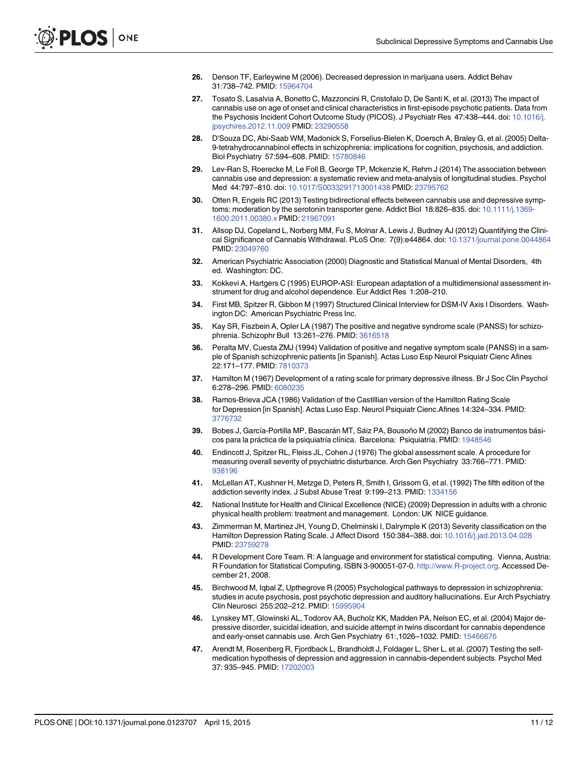26. Denson TF, Earleywine M (2006). Decreased depression in marijuana users. Addict Behav 31:738–742. PMID: 15964704
27. Tosato S, Lasalvia A, Bonetto C, Mazzoncini R, Cristofalo D, De Santi K, et al. (2013) The impact of cannabis use on age of onset and clinical characteristics in first-episode psychotic patients. Data from the Psychosis Incident Cohort Outcome Study (PICOS). J Psychiatr Res 47:438–444. doi: 10.1016/j.jpsychires.2012.11.009 PMID: 23290558
28. D'Souza DC, Abi-Saab WM, Madonick S, Forselius-Bielen K, Doersch A, Braley G, et al. (2005) Delta-9-tetrahydrocannabinol effects in schizophrenia: implications for cognition, psychosis, and addiction. Biol Psychiatry 57:594–608. PMID: 15780846
29. Lev-Ran S, Roerecke M, Le Foll B, George TP, Mckenzie K, Rehm J (2014) The association between cannabis use and depression: a systematic review and meta-analysis of longitudinal studies. Psychol Med 44:797–810. doi: 10.1017/S0033291713001438 PMID: 23795762
30. Otten R, Engels RC (2013) Testing bidirectional effects between cannabis use and depressive symptoms: moderation by the serotonin transporter gene. Addict Biol 18:826–835. doi: 10.1111/j.1369-1600.2011.00380.x PMID: 21967091
31. Allsop DJ, Copeland L, Norberg MM, Fu S, Molnar A, Lewis J, Budney AJ (2012) Quantifying the Clinical Significance of Cannabis Withdrawal. PLoS One: 7(9):e44864. doi: 10.1371/journal.pone.0044864 PMID: 23049760
32. American Psychiatric Association (2000) Diagnostic and Statistical Manual of Mental Disorders, 4th ed. Washington: DC.
33. Kokkevi A, Hartgers C (1995) EUROP-ASI: European adaptation of a multidimensional assessment instrument for drug and alcohol dependence. Eur Addict Res 1:208–210.
34. First MB, Spitzer R, Gibbon M (1997) Structured Clinical Interview for DSM-IV Axis I Disorders. Washington DC: American Psychiatric Press Inc.
35. Kay SR, Fiszbein A, Opler LA (1987) The positive and negative syndrome scale (PANSS) for schizophrenia. Schizophr Bull 13:261–276. PMID: 3616518
36. Peralta MV, Cuesta ZMJ (1994) Validation of positive and negative symptom scale (PANSS) in a sample of Spanish schizophrenic patients [in Spanish]. Actas Luso Esp Neurol Psiquiatr Cienc Afines 22:171–177. PMID: 7810373
37. Hamilton M (1967) Development of a rating scale for primary depressive illness. Br J Soc Clin Psychol 6:278–296. PMID: 6080235
38. Ramos-Brieva JCA (1986) Validation of the Castillian version of the Hamilton Rating Scale for Depression [in Spanish]. Actas Luso Esp. Neurol Psiquiatr Cienc.Afines 14:324–334. PMID: 3776732
39. Bobes J, García-Portilla MP, Bascarán MT, Sáiz PA, Bousoño M (2002) Banco de instrumentos básicos para la práctica de la psiquiatría clínica. Barcelona: Psiquiatría. PMID: 1948546
40. Endincott J, Spitzer RL, Fleiss JL, Cohen J (1976) The global assessment scale. A procedure for measuring overall severity of psychiatric disturbance. Arch Gen Psychiatry 33:766–771. PMID: 938196
41. McLellan AT, Kushner H, Metzge D, Peters R, Smith I, Grissom G, et al. (1992) The fifth edition of the addiction severity index. J Subst Abuse Treat 9:199–213. PMID: 1334156
42. National Institute for Health and Clinical Excellence (NICE) (2009) Depression in adults with a chronic physical health problem: treatment and management. London: UK NICE guidance.
43. Zimmerman M, Martinez JH, Young D, Chelminski I, Dalrymple K (2013) Severity classification on the Hamilton Depression Rating Scale. J Affect Disord 150:384–388. doi: 10.1016/j.jad.2013.04.028 PMID: 23759278
44. R Development Core Team. R: A language and environment for statistical computing. Vienna, Austria: R Foundation for Statistical Computing. ISBN 3-900051-07-0. http://www.R-project.org. Accessed December 21, 2008.
45. Birchwood M, Iqbal Z, Upthegrove R (2005) Psychological pathways to depression in schizophrenia: studies in acute psychosis, post psychotic depression and auditory hallucinations. Eur Arch Psychiatry Clin Neurosci 255:202–212. PMID: 15995904
46. Lynskey MT, Glowinski AL, Todorov AA, Bucholz KK, Madden PA, Nelson EC, et al. (2004) Major depressive disorder, suicidal ideation, and suicide attempt in twins discordant for cannabis dependence and early-onset cannabis use. Arch Gen Psychiatry 61:,1026–1032. PMID: 15466676
47. Arendt M, Rosenberg R, Fjordback L, Brandholdt J, Foldager L, Sher L, et al. (2007) Testing the self-medication hypothesis of depression and aggression in cannabis-dependent subjects. Psychol Med 37: 935–945. PMID: 17202003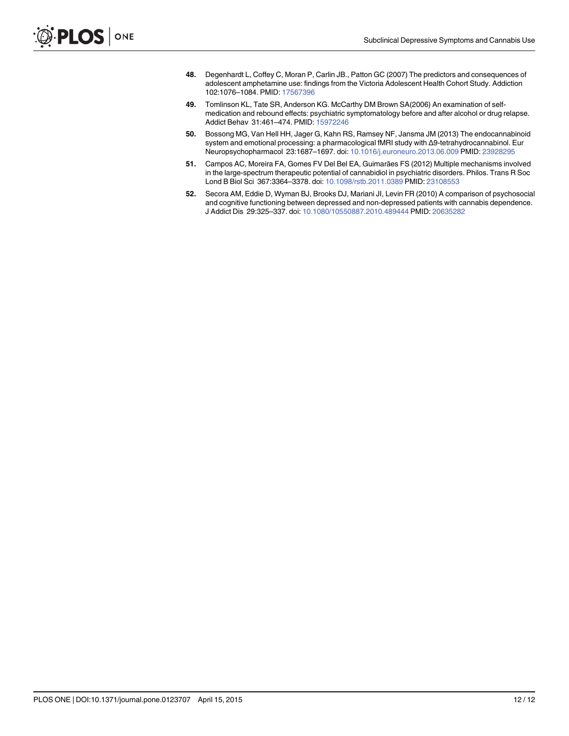48. Degenhardt L, Coffey C, Moran P, Carlin JB., Patton GC (2007) The predictors and consequences of adolescent amphetamine use: findings from the Victoria Adolescent Health Cohort Study. Addiction 102:1076–1084. PMID: 17567396

49. Tomlinson KL, Tate SR, Anderson KG. McCarthy DM Brown SA(2006) An examination of self-medication and rebound effects: psychiatric symptomatology before and after alcohol or drug relapse. Addict Behav 31:461–474. PMID: 15972246

50. Bossong MG, Van Hell HH, Jager G, Kahn RS, Ramsey NF, Jansma JM (2013) The endocannabinoid system and emotional processing: a pharmacological fMRI study with Δ9-tetrahydrocannabinol. Eur Neuropsychopharmacol 23:1687–1697. doi: 10.1016/j.euroneuro.2013.06.009 PMID: 23928295

51. Campos AC, Moreira FA, Gomes FV Del Bel EA, Guimarães FS (2012) Multiple mechanisms involved in the large-spectrum therapeutic potential of cannabidiol in psychiatric disorders. Philos. Trans R Soc Lond B Biol Sci 367:3364–3378. doi: 10.1098/rstb.2011.0389 PMID: 23108553

52. Secora AM, Eddie D, Wyman BJ, Brooks DJ, Mariani JI, Levin FR (2010) A comparison of psychosocial and cognitive functioning between depressed and non-depressed patients with cannabis dependence. J Addict Dis 29:325–337. doi: 10.1080/10550887.2010.489444 PMID: 20635282